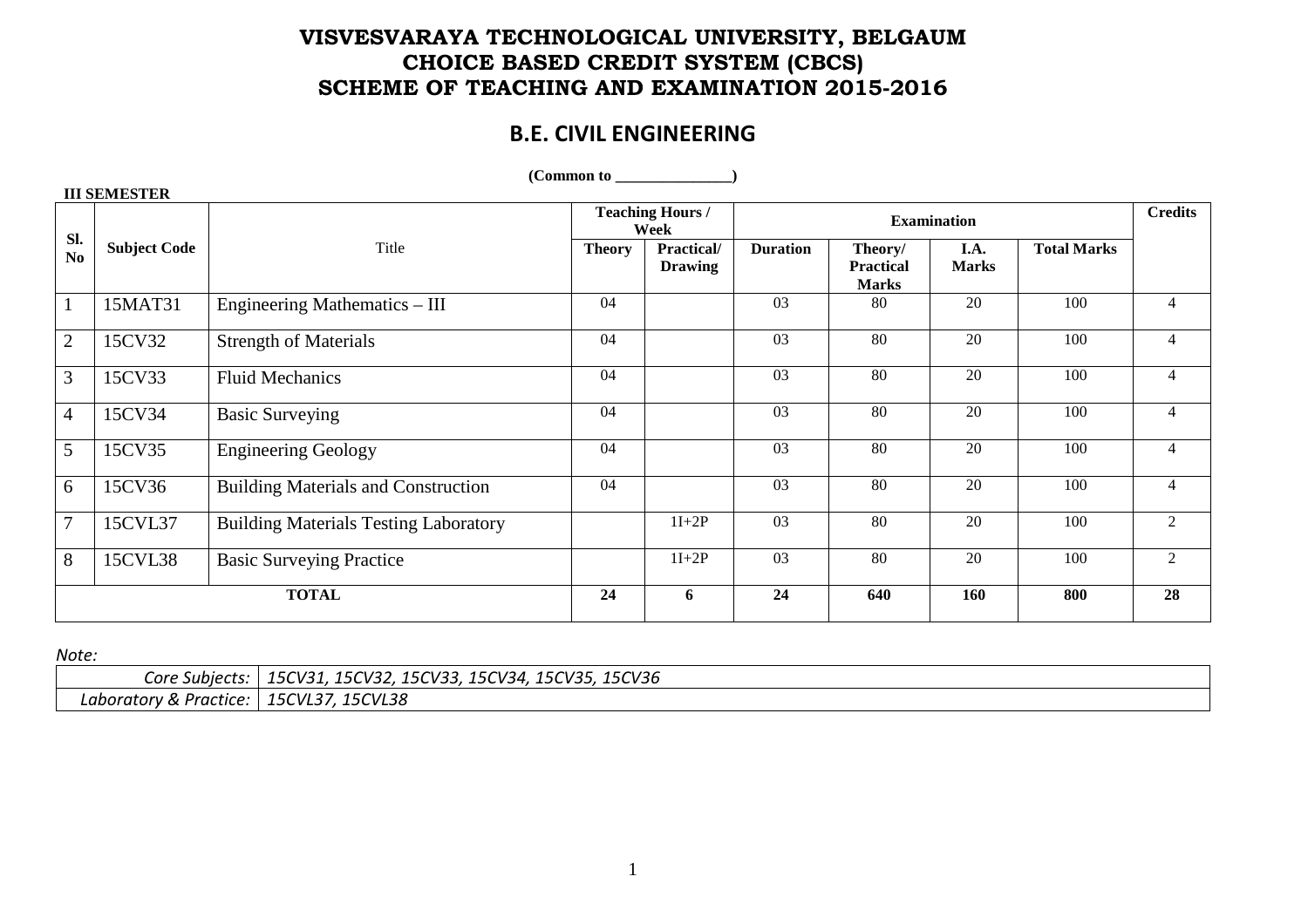# VISVESVARAYA TECHNOLOGICAL UNIVERSITY, BELGAUM
# CHOICE BASED CREDIT SYSTEM (CBCS)
# SCHEME OF TEACHING AND EXAMINATION 2015-2016

## B.E. CIVIL ENGINEERING

**(Common to _______________)**

**III SEMESTER**

| Sl. No | Subject Code | Title | Teaching Hours / Week | | Examination | | | | Credits |
|---|---|---|---|---|---|---|---|---|---|
| | | | Theory | Practical/ Drawing | Duration | Theory/ Practical Marks | I.A. Marks | Total Marks | |
| 1 | 15MAT31 | Engineering Mathematics – III | 04 | | 03 | 80 | 20 | 100 | 4 |
| 2 | 15CV32 | Strength of Materials | 04 | | 03 | 80 | 20 | 100 | 4 |
| 3 | 15CV33 | Fluid Mechanics | 04 | | 03 | 80 | 20 | 100 | 4 |
| 4 | 15CV34 | Basic Surveying | 04 | | 03 | 80 | 20 | 100 | 4 |
| 5 | 15CV35 | Engineering Geology | 04 | | 03 | 80 | 20 | 100 | 4 |
| 6 | 15CV36 | Building Materials and Construction | 04 | | 03 | 80 | 20 | 100 | 4 |
| 7 | 15CVL37 | Building Materials Testing Laboratory | | 1I+2P | 03 | 80 | 20 | 100 | 2 |
| 8 | 15CVL38 | Basic Surveying Practice | | 1I+2P | 03 | 80 | 20 | 100 | 2 |
| **TOTAL** | | | **24** | **6** | **24** | **640** | **160** | **800** | **28** |

*Note:*

| | |
|---|---|
| *Core Subjects:* | *15CV31, 15CV32, 15CV33, 15CV34, 15CV35, 15CV36* |
| *Laboratory & Practice:* | *15CVL37, 15CVL38* |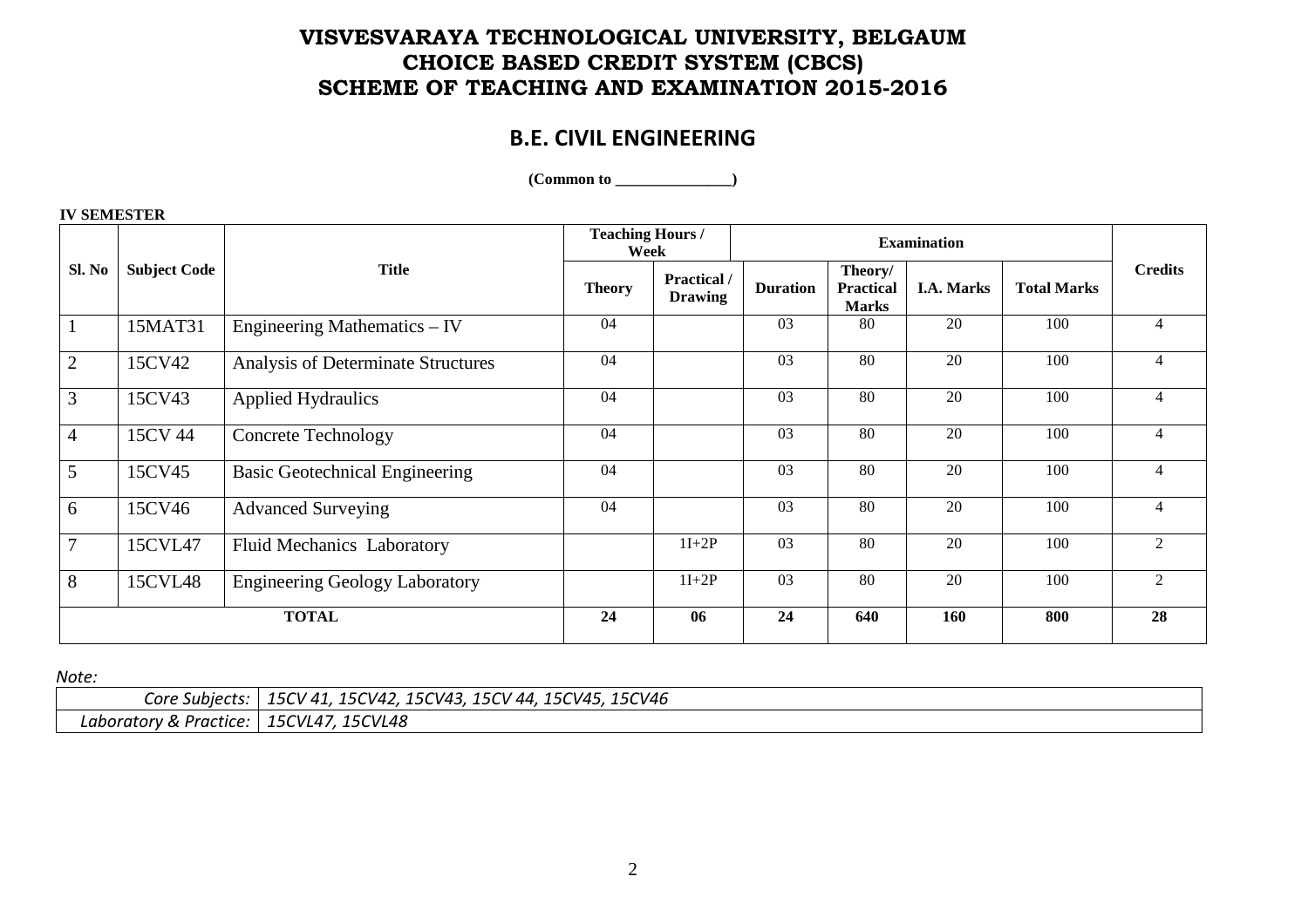# VISVESVARAYA TECHNOLOGICAL UNIVERSITY, BELGAUM
# CHOICE BASED CREDIT SYSTEM (CBCS)
# SCHEME OF TEACHING AND EXAMINATION 2015-2016

## B.E. CIVIL ENGINEERING

**(Common to _______________)**

**IV SEMESTER**

| Sl. No | Subject Code | Title | Teaching Hours / Week | | Examination | | | | Credits |
|---|---|---|---|---|---|---|---|---|---|
| | | | Theory | Practical / Drawing | Duration | Theory/ Practical Marks | I.A. Marks | Total Marks | |
| 1 | 15MAT31 | Engineering Mathematics – IV | 04 | | 03 | 80 | 20 | 100 | 4 |
| 2 | 15CV42 | Analysis of Determinate Structures | 04 | | 03 | 80 | 20 | 100 | 4 |
| 3 | 15CV43 | Applied Hydraulics | 04 | | 03 | 80 | 20 | 100 | 4 |
| 4 | 15CV 44 | Concrete Technology | 04 | | 03 | 80 | 20 | 100 | 4 |
| 5 | 15CV45 | Basic Geotechnical Engineering | 04 | | 03 | 80 | 20 | 100 | 4 |
| 6 | 15CV46 | Advanced Surveying | 04 | | 03 | 80 | 20 | 100 | 4 |
| 7 | 15CVL47 | Fluid Mechanics Laboratory | | 1I+2P | 03 | 80 | 20 | 100 | 2 |
| 8 | 15CVL48 | Engineering Geology Laboratory | | 1I+2P | 03 | 80 | 20 | 100 | 2 |
| **TOTAL** | | | **24** | **06** | **24** | **640** | **160** | **800** | **28** |

*Note:*

| | |
|---|---|
| *Core Subjects:* | *15CV 41, 15CV42, 15CV43, 15CV 44, 15CV45, 15CV46* |
| *Laboratory & Practice:* | *15CVL47, 15CVL48* |